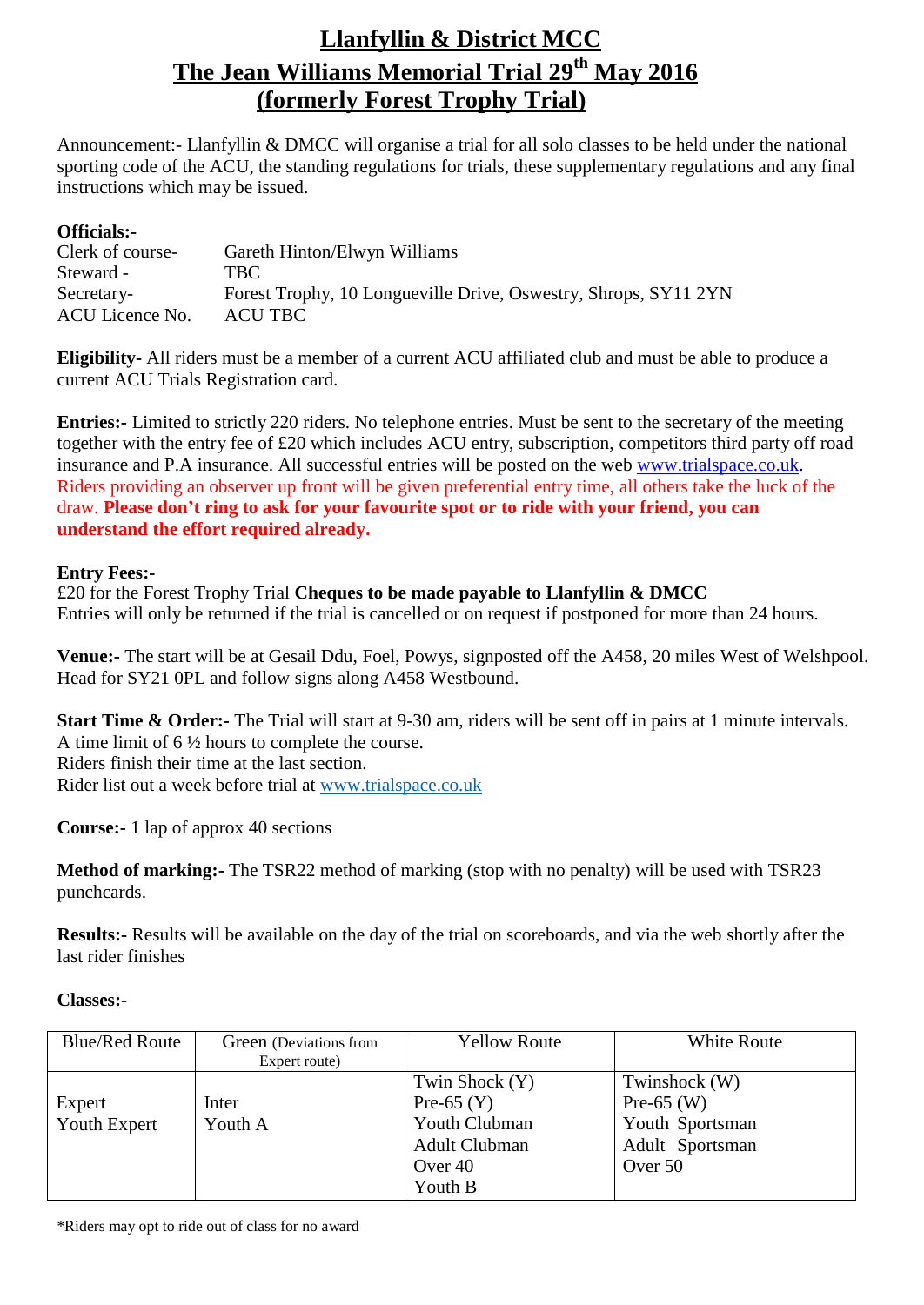# Llanfyllin & District MCC
# The Jean Williams Memorial Trial 29th May 2016
# (formerly Forest Trophy Trial)

Announcement:- Llanfyllin & DMCC will organise a trial for all solo classes to be held under the national sporting code of the ACU, the standing regulations for trials, these supplementary regulations and any final instructions which may be issued.

**Officials:-**

| | |
|---|---|
| Clerk of course- | Gareth Hinton/Elwyn Williams |
| Steward - | TBC |
| Secretary- | Forest Trophy, 10 Longueville Drive, Oswestry, Shrops, SY11 2YN |
| ACU Licence No. | ACU TBC |

**Eligibility-** All riders must be a member of a current ACU affiliated club and must be able to produce a current ACU Trials Registration card.

**Entries:-** Limited to strictly 220 riders. No telephone entries. Must be sent to the secretary of the meeting together with the entry fee of £20 which includes ACU entry, subscription, competitors third party off road insurance and P.A insurance. All successful entries will be posted on the web www.trialspace.co.uk. Riders providing an observer up front will be given preferential entry time, all others take the luck of the draw. **Please don't ring to ask for your favourite spot or to ride with your friend, you can understand the effort required already.**

**Entry Fees:-**
£20 for the Forest Trophy Trial **Cheques to be made payable to Llanfyllin & DMCC**
Entries will only be returned if the trial is cancelled or on request if postponed for more than 24 hours.

**Venue:-** The start will be at Gesail Ddu, Foel, Powys, signposted off the A458, 20 miles West of Welshpool. Head for SY21 0PL and follow signs along A458 Westbound.

**Start Time & Order:-** The Trial will start at 9-30 am, riders will be sent off in pairs at 1 minute intervals.
A time limit of 6 ½ hours to complete the course.
Riders finish their time at the last section.
Rider list out a week before trial at www.trialspace.co.uk

**Course:-** 1 lap of approx 40 sections

**Method of marking:-** The TSR22 method of marking (stop with no penalty) will be used with TSR23 punchcards.

**Results:-** Results will be available on the day of the trial on scoreboards, and via the web shortly after the last rider finishes

**Classes:-**

| Blue/Red Route | Green (Deviations from Expert route) | Yellow Route | White Route |
|---|---|---|---|
| Expert<br>Youth Expert | Inter<br>Youth A | Twin Shock (Y)<br>Pre-65 (Y)<br>Youth Clubman<br>Adult Clubman<br>Over 40<br>Youth B | Twinshock (W)<br>Pre-65 (W)<br>Youth Sportsman<br>Adult Sportsman<br>Over 50 |

*Riders may opt to ride out of class for no award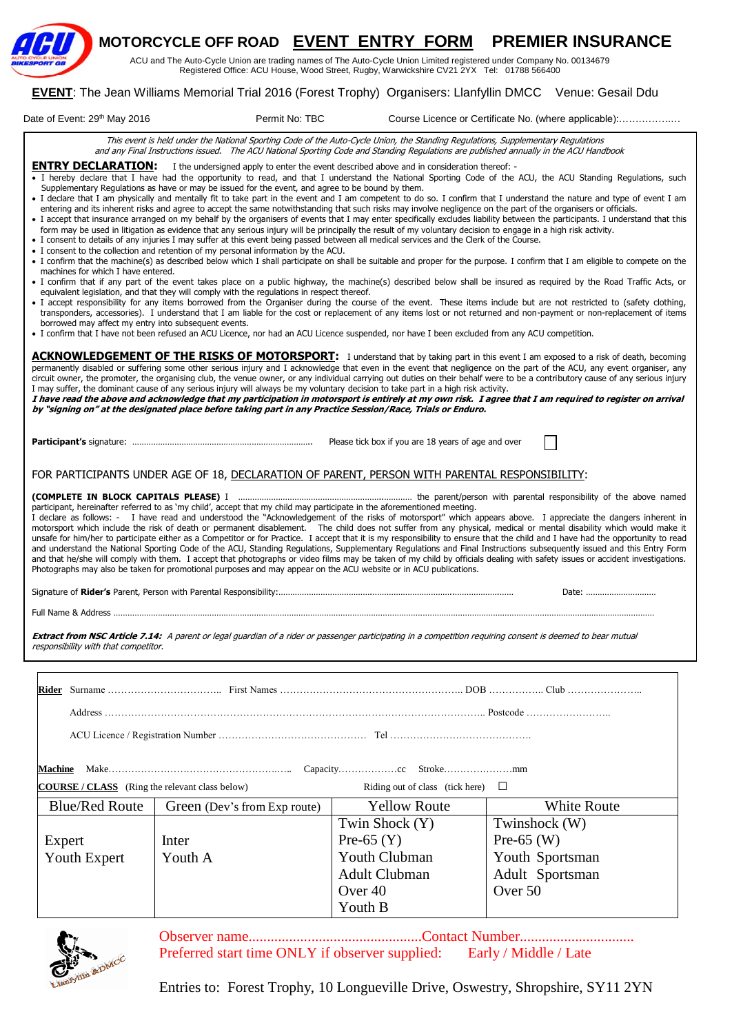# MOTORCYCLE OFF ROAD EVENT ENTRY FORM PREMIER INSURANCE

ACU and The Auto-Cycle Union are trading names of The Auto-Cycle Union Limited registered under Company No. 00134679
Registered Office: ACU House, Wood Street, Rugby, Warwickshire CV21 2YX Tel: 01788 566400

**EVENT**: The Jean Williams Memorial Trial 2016 (Forest Trophy) Organisers: Llanfyllin DMCC Venue: Gesail Ddu

Date of Event: 29th May 2016 Permit No: TBC Course Licence or Certificate No. (where applicable):……………..…

*This event is held under the National Sporting Code of the Auto-Cycle Union, the Standing Regulations, Supplementary Regulations and any Final Instructions issued. The ACU National Sporting Code and Standing Regulations are published annually in the ACU Handbook*

**ENTRY DECLARATION:** I the undersigned apply to enter the event described above and in consideration thereof: -

- I hereby declare that I have had the opportunity to read, and that I understand the National Sporting Code of the ACU, the ACU Standing Regulations, such Supplementary Regulations as have or may be issued for the event, and agree to be bound by them.
- I declare that I am physically and mentally fit to take part in the event and I am competent to do so. I confirm that I understand the nature and type of event I am entering and its inherent risks and agree to accept the same notwithstanding that such risks may involve negligence on the part of the organisers or officials.
- I accept that insurance arranged on my behalf by the organisers of events that I may enter specifically excludes liability between the participants. I understand that this form may be used in litigation as evidence that any serious injury will be principally the result of my voluntary decision to engage in a high risk activity.
- I consent to details of any injuries I may suffer at this event being passed between all medical services and the Clerk of the Course.
- I consent to the collection and retention of my personal information by the ACU.
- I confirm that the machine(s) as described below which I shall participate on shall be suitable and proper for the purpose. I confirm that I am eligible to compete on the machines for which I have entered.
- I confirm that if any part of the event takes place on a public highway, the machine(s) described below shall be insured as required by the Road Traffic Acts, or equivalent legislation, and that they will comply with the regulations in respect thereof.
- I accept responsibility for any items borrowed from the Organiser during the course of the event. These items include but are not restricted to (safety clothing, transponders, accessories). I understand that I am liable for the cost or replacement of any items lost or not returned and non-payment or non-replacement of items borrowed may affect my entry into subsequent events.
- I confirm that I have not been refused an ACU Licence, nor had an ACU Licence suspended, nor have I been excluded from any ACU competition.

**ACKNOWLEDGEMENT OF THE RISKS OF MOTORSPORT:** I understand that by taking part in this event I am exposed to a risk of death, becoming permanently disabled or suffering some other serious injury and I acknowledge that even in the event that negligence on the part of the ACU, any event organiser, any circuit owner, the promoter, the organising club, the venue owner, or any individual carrying out duties on their behalf were to be a contributory cause of any serious injury I may suffer, the dominant cause of any serious injury will always be my voluntary decision to take part in a high risk activity.
***I have read the above and acknowledge that my participation in motorsport is entirely at my own risk. I agree that I am required to register on arrival by "signing on" at the designated place before taking part in any Practice Session/Race, Trials or Enduro.***

**Participant's** signature: ………………………………………………………………… Please tick box if you are 18 years of age and over ☐

FOR PARTICIPANTS UNDER AGE OF 18, DECLARATION OF PARENT, PERSON WITH PARENTAL RESPONSIBILITY:

**(COMPLETE IN BLOCK CAPITALS PLEASE)** I ……………………………………………………….......... the parent/person with parental responsibility of the above named participant, hereinafter referred to as 'my child', accept that my child may participate in the aforementioned meeting.
I declare as follows: - I have read and understood the "Acknowledgement of the risks of motorsport" which appears above. I appreciate the dangers inherent in motorsport which include the risk of death or permanent disablement. The child does not suffer from any physical, medical or mental disability which would make it unsafe for him/her to participate either as a Competitor or for Practice. I accept that it is my responsibility to ensure that the child and I have had the opportunity to read and understand the National Sporting Code of the ACU, Standing Regulations, Supplementary Regulations and Final Instructions subsequently issued and this Entry Form and that he/she will comply with them. I accept that photographs or video films may be taken of my child by officials dealing with safety issues or accident investigations. Photographs may also be taken for promotional purposes and may appear on the ACU website or in ACU publications.

Signature of **Rider's** Parent, Person with Parental Responsibility:…………………………………………………………………………… Date: …………………………

Full Name & Address ……………………………………………………………………………………………………………………………………

***Extract from NSC Article 7.14:*** *A parent or legal guardian of a rider or passenger participating in a competition requiring consent is deemed to bear mutual responsibility with that competitor.*

**Rider** Surname ……………………………. First Names ……………………………………………….. DOB …………….. Club …………………..

Address ………………………………………………………………………………………………… Postcode ……………………..

ACU Licence / Registration Number …………………………………… Tel ……………………………………

**Machine** Make………………………………………………. Capacity………………cc Stroke…………………mm

**COURSE / CLASS** (Ring the relevant class below) Riding out of class (tick here) ☐

| Blue/Red Route | Green (Dev's from Exp route) | Yellow Route | White Route |
|---|---|---|---|
| Expert<br>Youth Expert | Inter<br>Youth A | Twin Shock (Y)<br>Pre-65 (Y)<br>Youth Clubman<br>Adult Clubman<br>Over 40<br>Youth B | Twinshock (W)<br>Pre-65 (W)<br>Youth Sportsman<br>Adult Sportsman<br>Over 50 |

Observer name..............................................Contact Number..............................
Preferred start time ONLY if observer supplied: Early / Middle / Late

Entries to: Forest Trophy, 10 Longueville Drive, Oswestry, Shropshire, SY11 2YN